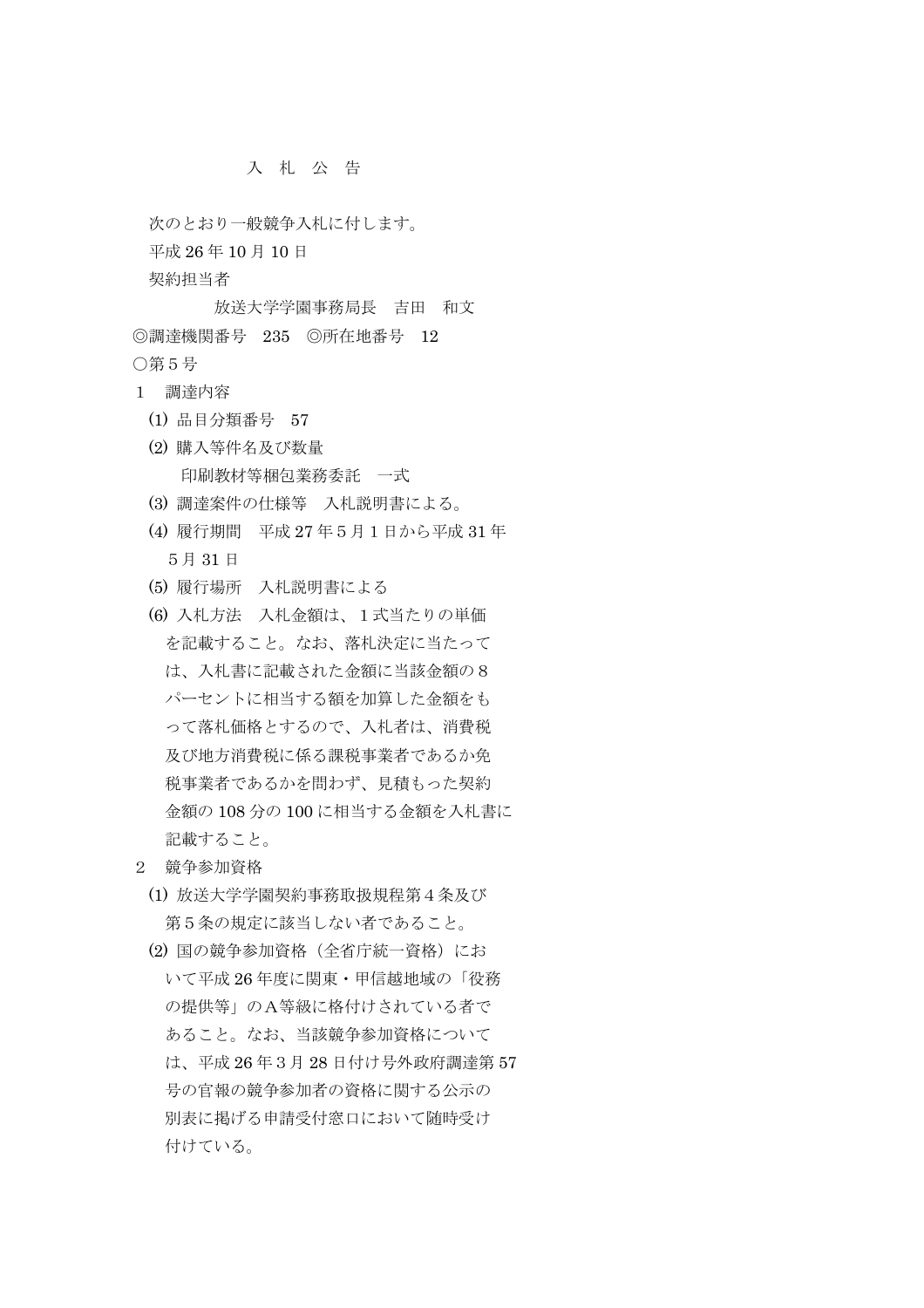# 入　札　公　告

次のとおり一般競争入札に付します。

平成 26 年 10 月 10 日

契約担当者

放送大学学園事務局長　吉田　和文

◎調達機関番号　235　◎所在地番号　12

○第５号

１　調達内容

(1) 品目分類番号　57

(2) 購入等件名及び数量

印刷教材等梱包業務委託　一式

(3) 調達案件の仕様等　入札説明書による。

(4) 履行期間　平成 27 年５月１日から平成 31 年５月 31 日

(5) 履行場所　入札説明書による

(6) 入札方法　入札金額は、１式当たりの単価を記載すること。なお、落札決定に当たっては、入札書に記載された金額に当該金額の８パーセントに相当する額を加算した金額をもって落札価格とするので、入札者は、消費税及び地方消費税に係る課税事業者であるか免税事業者であるかを問わず、見積もった契約金額の 108 分の 100 に相当する金額を入札書に記載すること。

２　競争参加資格

(1) 放送大学学園契約事務取扱規程第４条及び第５条の規定に該当しない者であること。

(2) 国の競争参加資格（全省庁統一資格）において平成 26 年度に関東・甲信越地域の「役務の提供等」のＡ等級に格付けされている者であること。なお、当該競争参加資格については、平成 26 年３月 28 日付け号外政府調達第 57 号の官報の競争参加者の資格に関する公示の別表に掲げる申請受付窓口において随時受け付けている。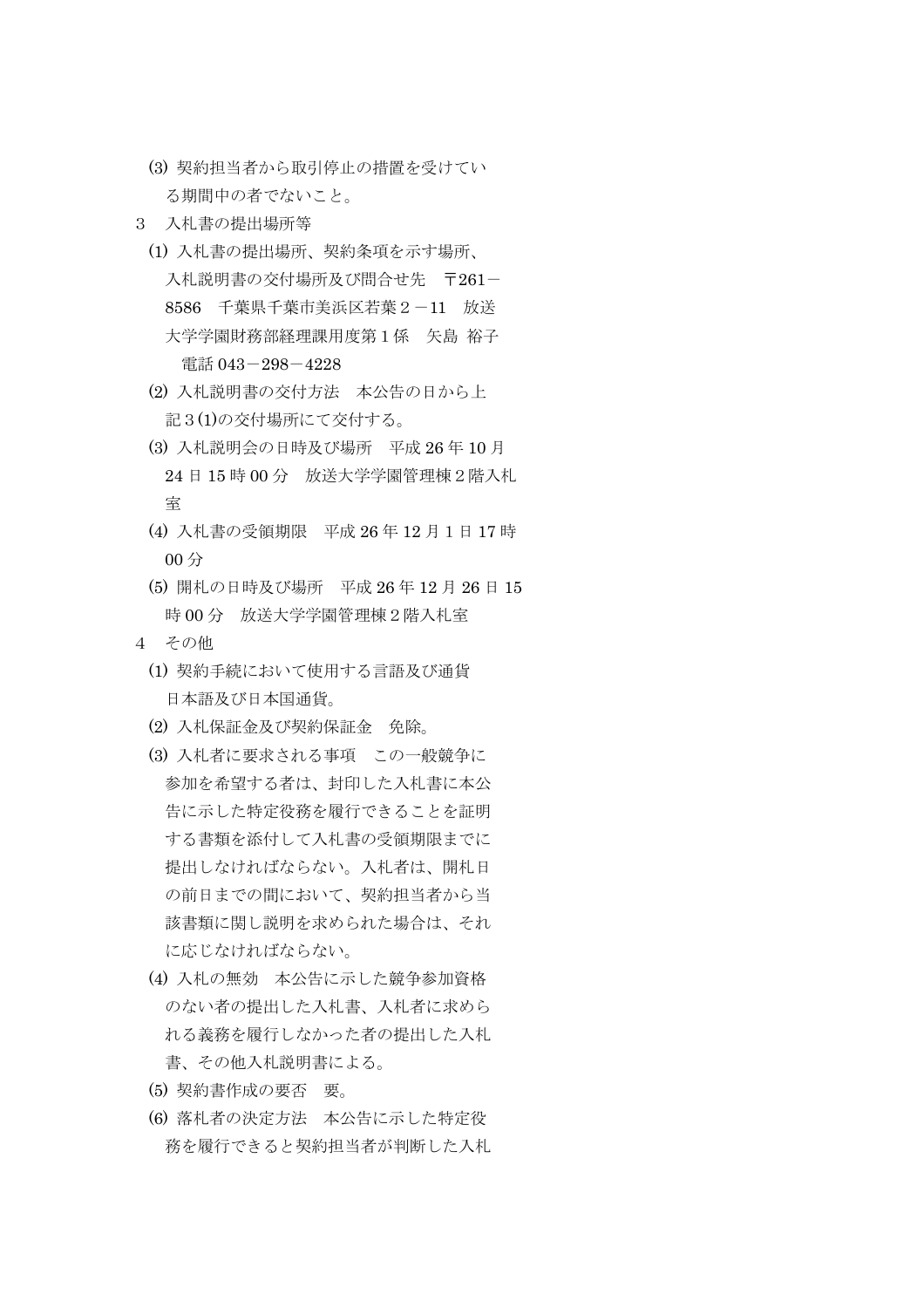(3) 契約担当者から取引停止の措置を受けている期間中の者でないこと。

3　入札書の提出場所等

(1) 入札書の提出場所、契約条項を示す場所、入札説明書の交付場所及び問合せ先　〒261－8586　千葉県千葉市美浜区若葉２－11　放送大学学園財務部経理課用度第１係　矢島 裕子　電話 043－298－4228

(2) 入札説明書の交付方法　本公告の日から上記３(1)の交付場所にて交付する。

(3) 入札説明会の日時及び場所　平成 26 年 10 月 24 日 15 時 00 分　放送大学学園管理棟２階入札室

(4) 入札書の受領期限　平成 26 年 12 月 1 日 17 時 00 分

(5) 開札の日時及び場所　平成 26 年 12 月 26 日 15 時 00 分　放送大学学園管理棟２階入札室

4　その他

(1) 契約手続において使用する言語及び通貨　日本語及び日本国通貨。

(2) 入札保証金及び契約保証金　免除。

(3) 入札者に要求される事項　この一般競争に参加を希望する者は、封印した入札書に本公告に示した特定役務を履行できることを証明する書類を添付して入札書の受領期限までに提出しなければならない。入札者は、開札日の前日までの間において、契約担当者から当該書類に関し説明を求められた場合は、それに応じなければならない。

(4) 入札の無効　本公告に示した競争参加資格のない者の提出した入札書、入札者に求められる義務を履行しなかった者の提出した入札書、その他入札説明書による。

(5) 契約書作成の要否　要。

(6) 落札者の決定方法　本公告に示した特定役務を履行できると契約担当者が判断した入札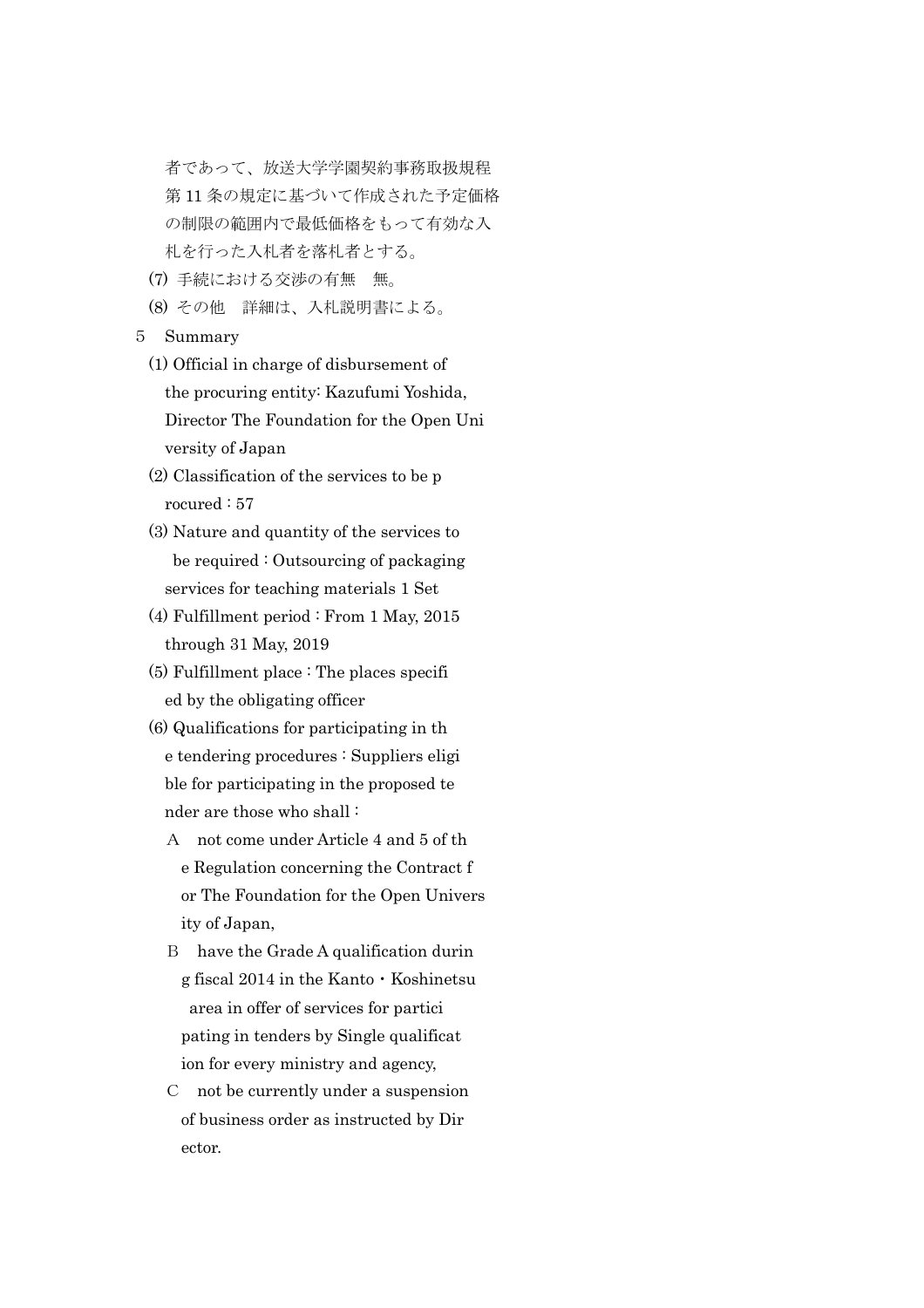者であって、放送大学学園契約事務取扱規程第 11 条の規定に基づいて作成された予定価格の制限の範囲内で最低価格をもって有効な入札を行った入札者を落札者とする。

(7) 手続における交渉の有無　無。

(8) その他　詳細は、入札説明書による。

5　Summary

(1) Official in charge of disbursement of the procuring entity: Kazufumi Yoshida, Director The Foundation for the Open University of Japan

(2) Classification of the services to be procured : 57

(3) Nature and quantity of the services to be required : Outsourcing of packaging services for teaching materials 1 Set

(4) Fulfillment period : From 1 May, 2015 through 31 May, 2019

(5) Fulfillment place : The places specified by the obligating officer

(6) Qualifications for participating in the tendering procedures : Suppliers eligible for participating in the proposed tender are those who shall :

A　not come under Article 4 and 5 of the Regulation concerning the Contract for The Foundation for the Open University of Japan,

B　have the Grade A qualification during fiscal 2014 in the Kanto・Koshinetsu area in offer of services for participating in tenders by Single qualification for every ministry and agency,

C　not be currently under a suspension of business order as instructed by Director.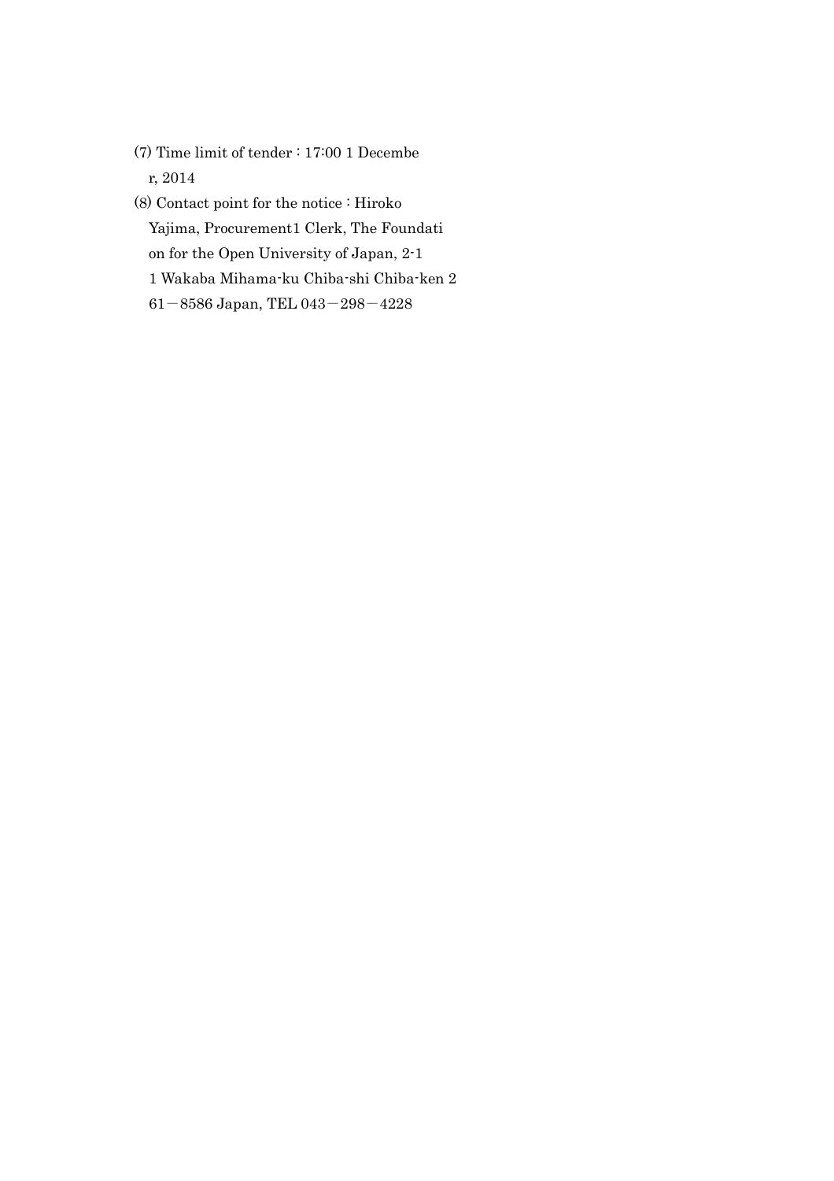(7) Time limit of tender : 17:00 1 December, 2014

(8) Contact point for the notice : Hiroko Yajima, Procurement1 Clerk, The Foundation for the Open University of Japan, 2-11 Wakaba Mihama-ku Chiba-shi Chiba-ken 261－8586 Japan, TEL 043－298－4228